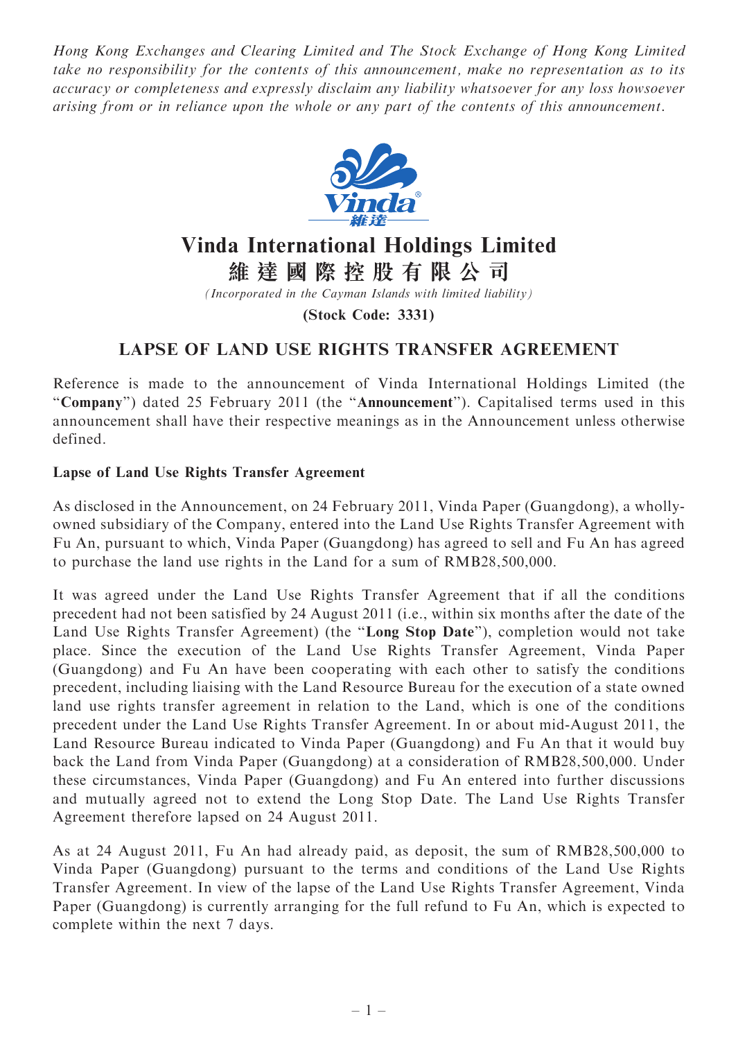*Hong Kong Exchanges and Clearing Limited and The Stock Exchange of Hong Kong Limited take no responsibility for the contents of this announcement, make no representation as to its accuracy or completeness and expressly disclaim any liability whatsoever for any loss howsoever arising from or in reliance upon the whole or any part of the contents of this announcement.*

# Vinda International Holdings Limited

# 維達國際控股有限公司

*(Incorporated in the Cayman Islands with limited liability)*

**(Stock Code: 3331)**

## LAPSE OF LAND USE RIGHTS TRANSFER AGREEMENT

Reference is made to the announcement of Vinda International Holdings Limited (the "**Company**") dated 25 February 2011 (the "**Announcement**"). Capitalised terms used in this announcement shall have their respective meanings as in the Announcement unless otherwise defined.

**Lapse of Land Use Rights Transfer Agreement**

As disclosed in the Announcement, on 24 February 2011, Vinda Paper (Guangdong), a wholly-owned subsidiary of the Company, entered into the Land Use Rights Transfer Agreement with Fu An, pursuant to which, Vinda Paper (Guangdong) has agreed to sell and Fu An has agreed to purchase the land use rights in the Land for a sum of RMB28,500,000.

It was agreed under the Land Use Rights Transfer Agreement that if all the conditions precedent had not been satisfied by 24 August 2011 (i.e., within six months after the date of the Land Use Rights Transfer Agreement) (the "**Long Stop Date**"), completion would not take place. Since the execution of the Land Use Rights Transfer Agreement, Vinda Paper (Guangdong) and Fu An have been cooperating with each other to satisfy the conditions precedent, including liaising with the Land Resource Bureau for the execution of a state owned land use rights transfer agreement in relation to the Land, which is one of the conditions precedent under the Land Use Rights Transfer Agreement. In or about mid-August 2011, the Land Resource Bureau indicated to Vinda Paper (Guangdong) and Fu An that it would buy back the Land from Vinda Paper (Guangdong) at a consideration of RMB28,500,000. Under these circumstances, Vinda Paper (Guangdong) and Fu An entered into further discussions and mutually agreed not to extend the Long Stop Date. The Land Use Rights Transfer Agreement therefore lapsed on 24 August 2011.

As at 24 August 2011, Fu An had already paid, as deposit, the sum of RMB28,500,000 to Vinda Paper (Guangdong) pursuant to the terms and conditions of the Land Use Rights Transfer Agreement. In view of the lapse of the Land Use Rights Transfer Agreement, Vinda Paper (Guangdong) is currently arranging for the full refund to Fu An, which is expected to complete within the next 7 days.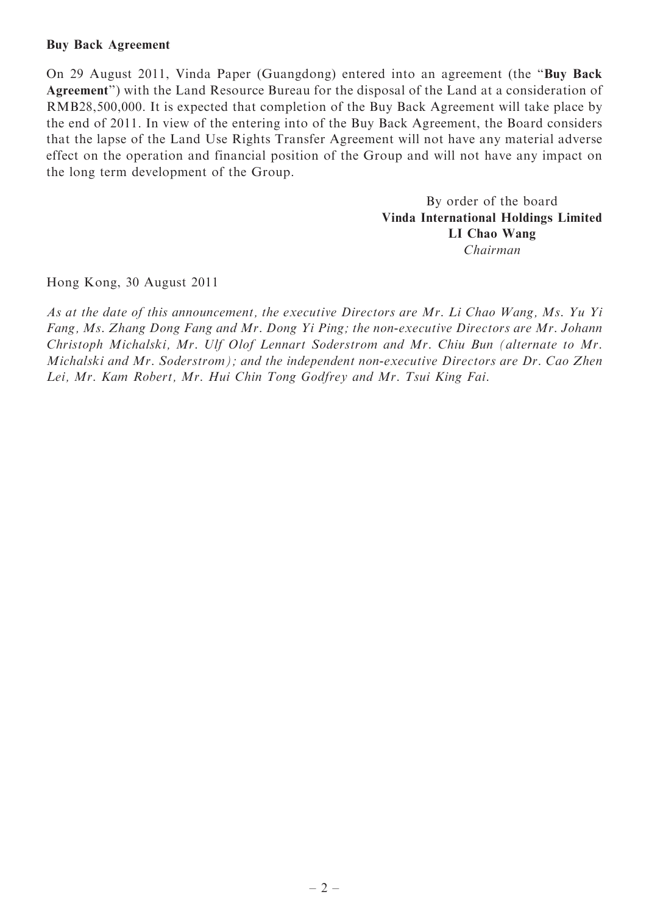**Buy Back Agreement**

On 29 August 2011, Vinda Paper (Guangdong) entered into an agreement (the "**Buy Back Agreement**") with the Land Resource Bureau for the disposal of the Land at a consideration of RMB28,500,000. It is expected that completion of the Buy Back Agreement will take place by the end of 2011. In view of the entering into of the Buy Back Agreement, the Board considers that the lapse of the Land Use Rights Transfer Agreement will not have any material adverse effect on the operation and financial position of the Group and will not have any impact on the long term development of the Group.

By order of the board
**Vinda International Holdings Limited**
**LI Chao Wang**
*Chairman*

Hong Kong, 30 August 2011

*As at the date of this announcement, the executive Directors are Mr. Li Chao Wang, Ms. Yu Yi Fang, Ms. Zhang Dong Fang and Mr. Dong Yi Ping; the non-executive Directors are Mr. Johann Christoph Michalski, Mr. Ulf Olof Lennart Soderstrom and Mr. Chiu Bun (alternate to Mr. Michalski and Mr. Soderstrom); and the independent non-executive Directors are Dr. Cao Zhen Lei, Mr. Kam Robert, Mr. Hui Chin Tong Godfrey and Mr. Tsui King Fai.*